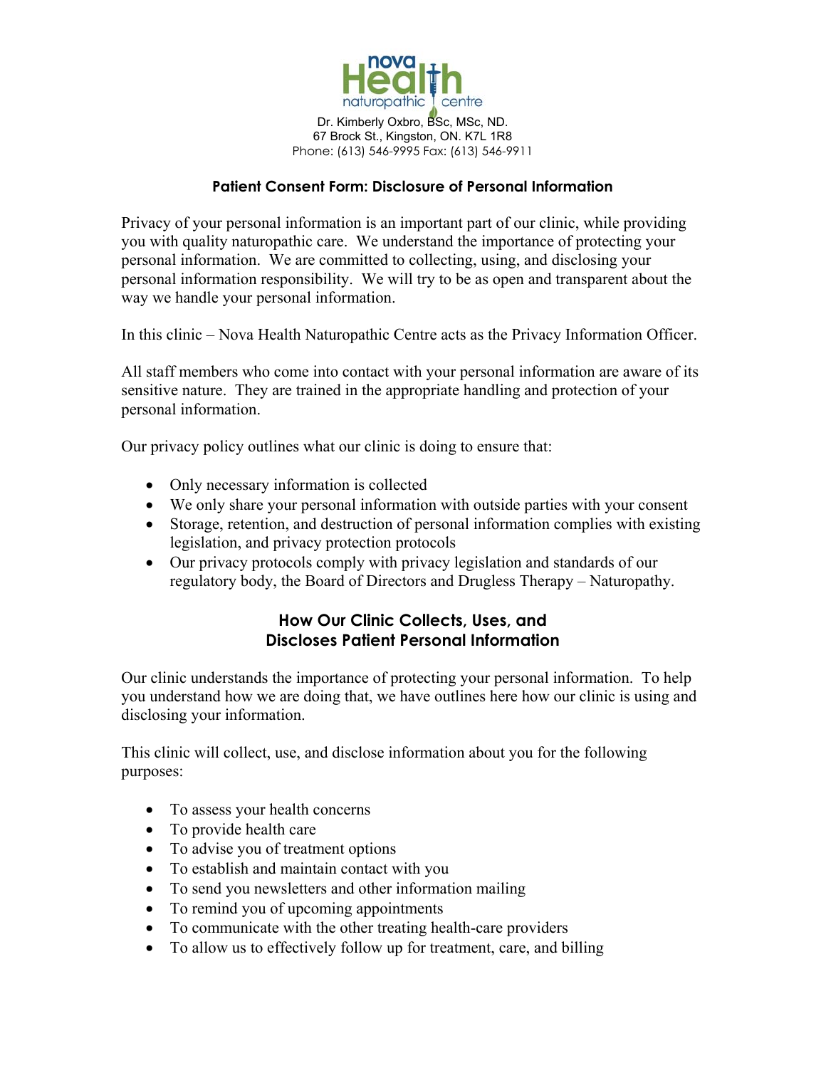nova Health naturopathic centre

Dr. Kimberly Oxbro, BSc, MSc, ND.
67 Brock St., Kingston, ON. K7L 1R8
Phone: (613) 546-9995 Fax: (613) 546-9911

## Patient Consent Form: Disclosure of Personal Information

Privacy of your personal information is an important part of our clinic, while providing you with quality naturopathic care. We understand the importance of protecting your personal information. We are committed to collecting, using, and disclosing your personal information responsibility. We will try to be as open and transparent about the way we handle your personal information.

In this clinic – Nova Health Naturopathic Centre acts as the Privacy Information Officer.

All staff members who come into contact with your personal information are aware of its sensitive nature. They are trained in the appropriate handling and protection of your personal information.

Our privacy policy outlines what our clinic is doing to ensure that:

- Only necessary information is collected
- We only share your personal information with outside parties with your consent
- Storage, retention, and destruction of personal information complies with existing legislation, and privacy protection protocols
- Our privacy protocols comply with privacy legislation and standards of our regulatory body, the Board of Directors and Drugless Therapy – Naturopathy.

## How Our Clinic Collects, Uses, and Discloses Patient Personal Information

Our clinic understands the importance of protecting your personal information. To help you understand how we are doing that, we have outlines here how our clinic is using and disclosing your information.

This clinic will collect, use, and disclose information about you for the following purposes:

- To assess your health concerns
- To provide health care
- To advise you of treatment options
- To establish and maintain contact with you
- To send you newsletters and other information mailing
- To remind you of upcoming appointments
- To communicate with the other treating health-care providers
- To allow us to effectively follow up for treatment, care, and billing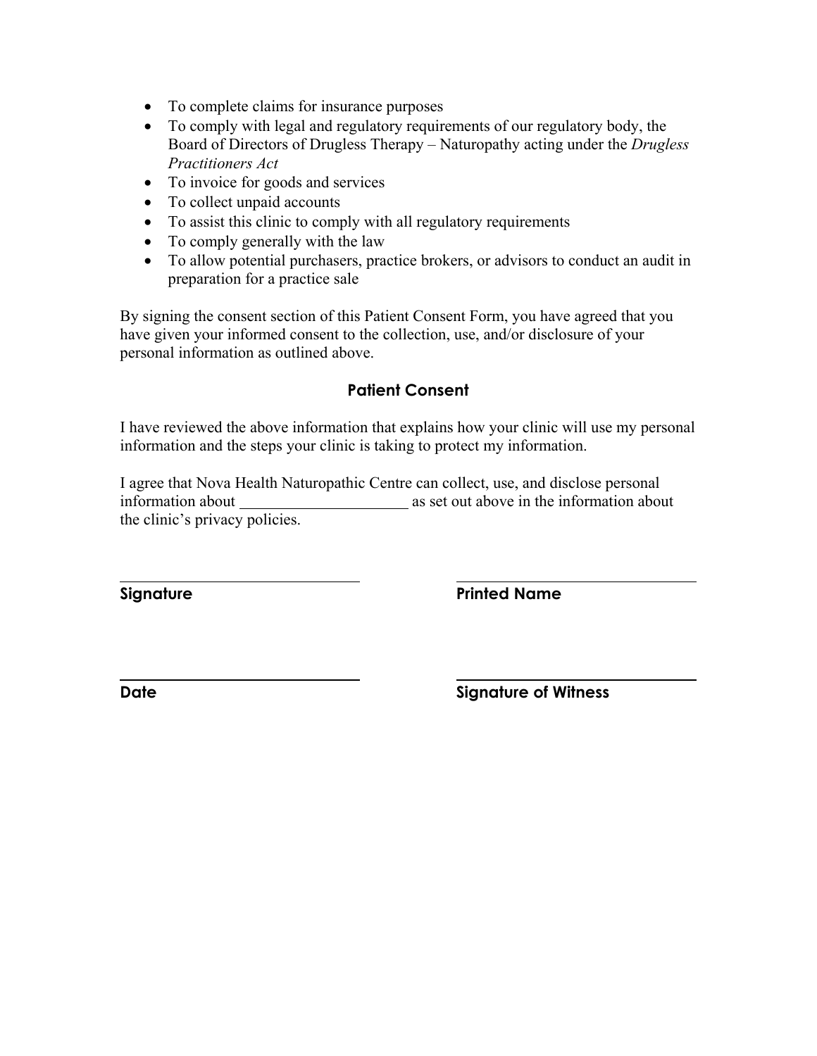- To complete claims for insurance purposes
- To comply with legal and regulatory requirements of our regulatory body, the Board of Directors of Drugless Therapy – Naturopathy acting under the *Drugless Practitioners Act*
- To invoice for goods and services
- To collect unpaid accounts
- To assist this clinic to comply with all regulatory requirements
- To comply generally with the law
- To allow potential purchasers, practice brokers, or advisors to conduct an audit in preparation for a practice sale

By signing the consent section of this Patient Consent Form, you have agreed that you have given your informed consent to the collection, use, and/or disclosure of your personal information as outlined above.

## Patient Consent

I have reviewed the above information that explains how your clinic will use my personal information and the steps your clinic is taking to protect my information.

I agree that Nova Health Naturopathic Centre can collect, use, and disclose personal information about _____________________ as set out above in the information about the clinic's privacy policies.

______________________________ ______________________________

**Signature** **Printed Name**

______________________________ ______________________________

**Date** **Signature of Witness**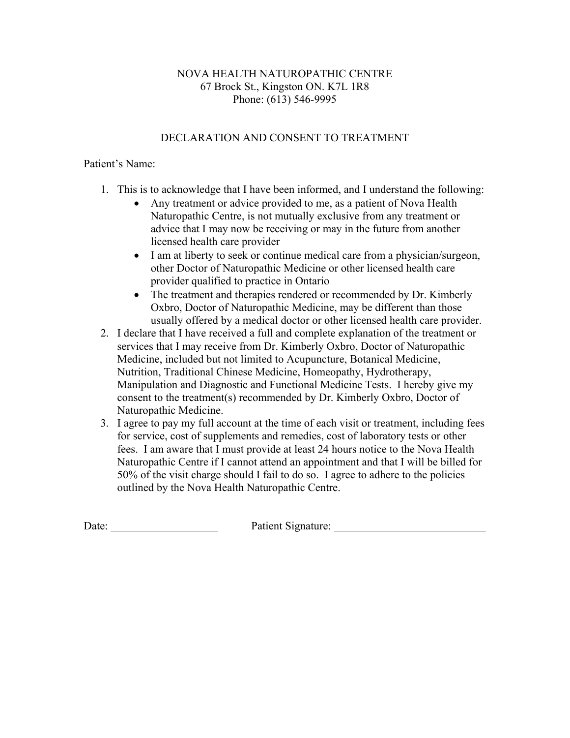NOVA HEALTH NATUROPATHIC CENTRE
67 Brock St., Kingston ON. K7L 1R8
Phone: (613) 546-9995

## DECLARATION AND CONSENT TO TREATMENT

Patient's Name: ____________________________________________

1. This is to acknowledge that I have been informed, and I understand the following:
   - Any treatment or advice provided to me, as a patient of Nova Health Naturopathic Centre, is not mutually exclusive from any treatment or advice that I may now be receiving or may in the future from another licensed health care provider
   - I am at liberty to seek or continue medical care from a physician/surgeon, other Doctor of Naturopathic Medicine or other licensed health care provider qualified to practice in Ontario
   - The treatment and therapies rendered or recommended by Dr. Kimberly Oxbro, Doctor of Naturopathic Medicine, may be different than those usually offered by a medical doctor or other licensed health care provider.
2. I declare that I have received a full and complete explanation of the treatment or services that I may receive from Dr. Kimberly Oxbro, Doctor of Naturopathic Medicine, included but not limited to Acupuncture, Botanical Medicine, Nutrition, Traditional Chinese Medicine, Homeopathy, Hydrotherapy, Manipulation and Diagnostic and Functional Medicine Tests. I hereby give my consent to the treatment(s) recommended by Dr. Kimberly Oxbro, Doctor of Naturopathic Medicine.
3. I agree to pay my full account at the time of each visit or treatment, including fees for service, cost of supplements and remedies, cost of laboratory tests or other fees. I am aware that I must provide at least 24 hours notice to the Nova Health Naturopathic Centre if I cannot attend an appointment and that I will be billed for 50% of the visit charge should I fail to do so. I agree to adhere to the policies outlined by the Nova Health Naturopathic Centre.

Date: ____________________ Patient Signature: ____________________________